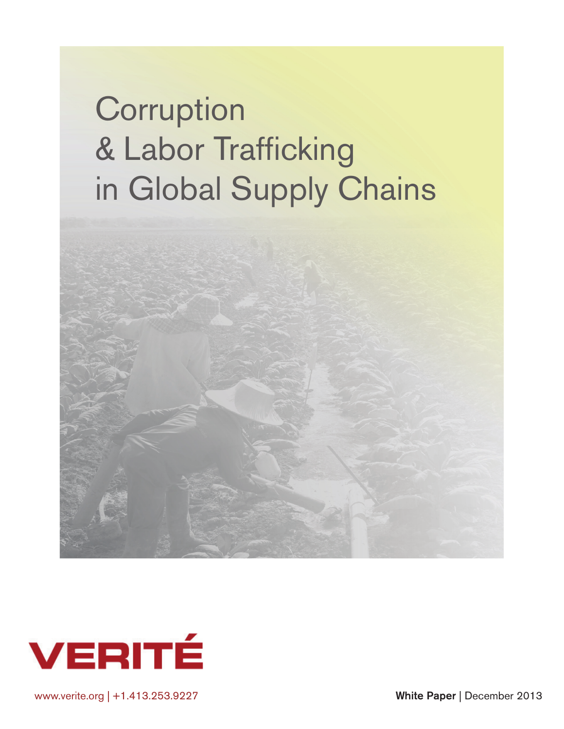# Corruption & Labor Trafficking in Global Supply Chains

VERITÉ

www.verite.org | +1.413.253.9227

**White Paper** | December 2013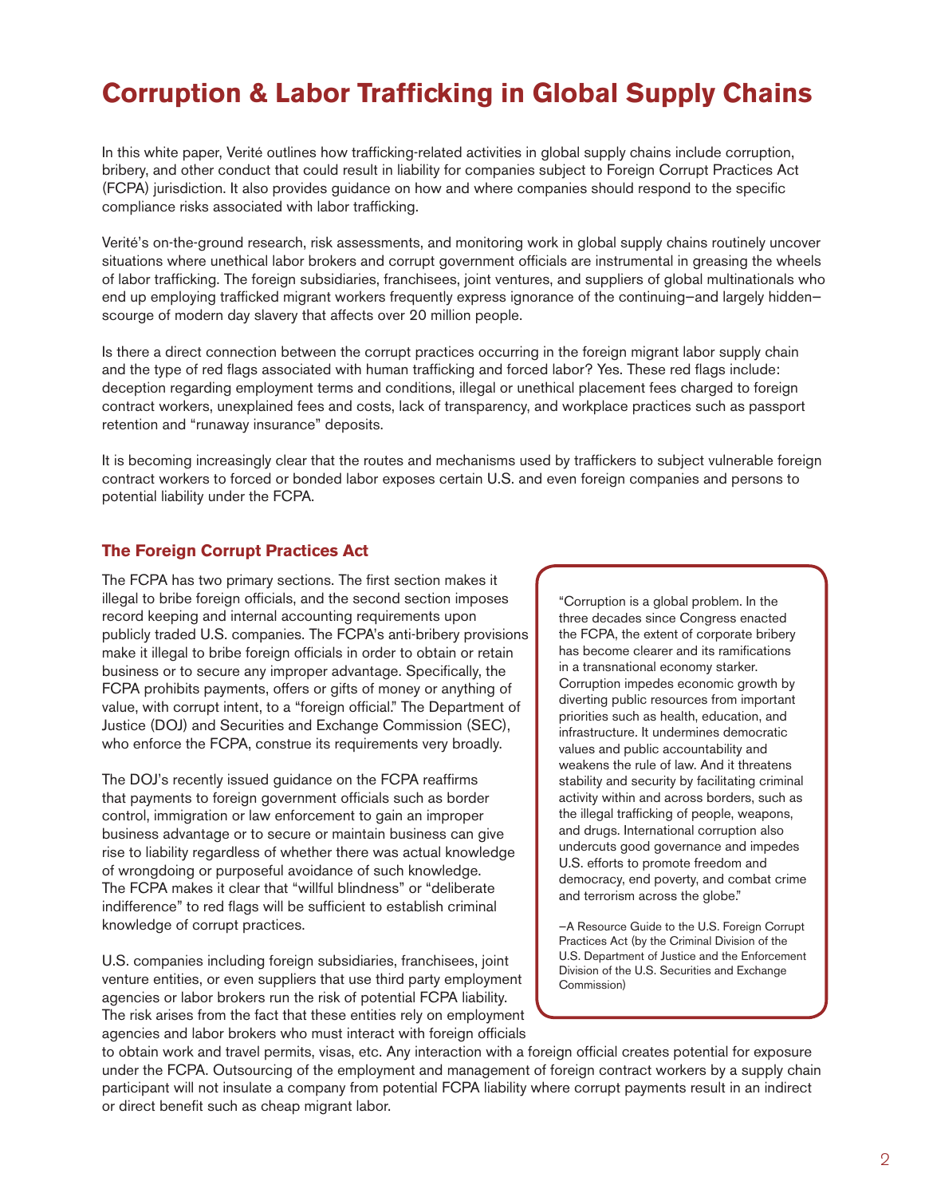# Corruption & Labor Trafficking in Global Supply Chains

In this white paper, Verité outlines how trafficking-related activities in global supply chains include corruption, bribery, and other conduct that could result in liability for companies subject to Foreign Corrupt Practices Act (FCPA) jurisdiction. It also provides guidance on how and where companies should respond to the specific compliance risks associated with labor trafficking.

Verité's on-the-ground research, risk assessments, and monitoring work in global supply chains routinely uncover situations where unethical labor brokers and corrupt government officials are instrumental in greasing the wheels of labor trafficking. The foreign subsidiaries, franchisees, joint ventures, and suppliers of global multinationals who end up employing trafficked migrant workers frequently express ignorance of the continuing–and largely hidden–scourge of modern day slavery that affects over 20 million people.

Is there a direct connection between the corrupt practices occurring in the foreign migrant labor supply chain and the type of red flags associated with human trafficking and forced labor? Yes. These red flags include: deception regarding employment terms and conditions, illegal or unethical placement fees charged to foreign contract workers, unexplained fees and costs, lack of transparency, and workplace practices such as passport retention and "runaway insurance" deposits.

It is becoming increasingly clear that the routes and mechanisms used by traffickers to subject vulnerable foreign contract workers to forced or bonded labor exposes certain U.S. and even foreign companies and persons to potential liability under the FCPA.

## The Foreign Corrupt Practices Act

The FCPA has two primary sections. The first section makes it illegal to bribe foreign officials, and the second section imposes record keeping and internal accounting requirements upon publicly traded U.S. companies. The FCPA's anti-bribery provisions make it illegal to bribe foreign officials in order to obtain or retain business or to secure any improper advantage. Specifically, the FCPA prohibits payments, offers or gifts of money or anything of value, with corrupt intent, to a "foreign official." The Department of Justice (DOJ) and Securities and Exchange Commission (SEC), who enforce the FCPA, construe its requirements very broadly.

The DOJ's recently issued guidance on the FCPA reaffirms that payments to foreign government officials such as border control, immigration or law enforcement to gain an improper business advantage or to secure or maintain business can give rise to liability regardless of whether there was actual knowledge of wrongdoing or purposeful avoidance of such knowledge. The FCPA makes it clear that "willful blindness" or "deliberate indifference" to red flags will be sufficient to establish criminal knowledge of corrupt practices.

U.S. companies including foreign subsidiaries, franchisees, joint venture entities, or even suppliers that use third party employment agencies or labor brokers run the risk of potential FCPA liability. The risk arises from the fact that these entities rely on employment agencies and labor brokers who must interact with foreign officials to obtain work and travel permits, visas, etc. Any interaction with a foreign official creates potential for exposure under the FCPA. Outsourcing of the employment and management of foreign contract workers by a supply chain participant will not insulate a company from potential FCPA liability where corrupt payments result in an indirect or direct benefit such as cheap migrant labor.

> "Corruption is a global problem. In the three decades since Congress enacted the FCPA, the extent of corporate bribery has become clearer and its ramifications in a transnational economy starker. Corruption impedes economic growth by diverting public resources from important priorities such as health, education, and infrastructure. It undermines democratic values and public accountability and weakens the rule of law. And it threatens stability and security by facilitating criminal activity within and across borders, such as the illegal trafficking of people, weapons, and drugs. International corruption also undercuts good governance and impedes U.S. efforts to promote freedom and democracy, end poverty, and combat crime and terrorism across the globe."
>
> –A Resource Guide to the U.S. Foreign Corrupt Practices Act (by the Criminal Division of the U.S. Department of Justice and the Enforcement Division of the U.S. Securities and Exchange Commission)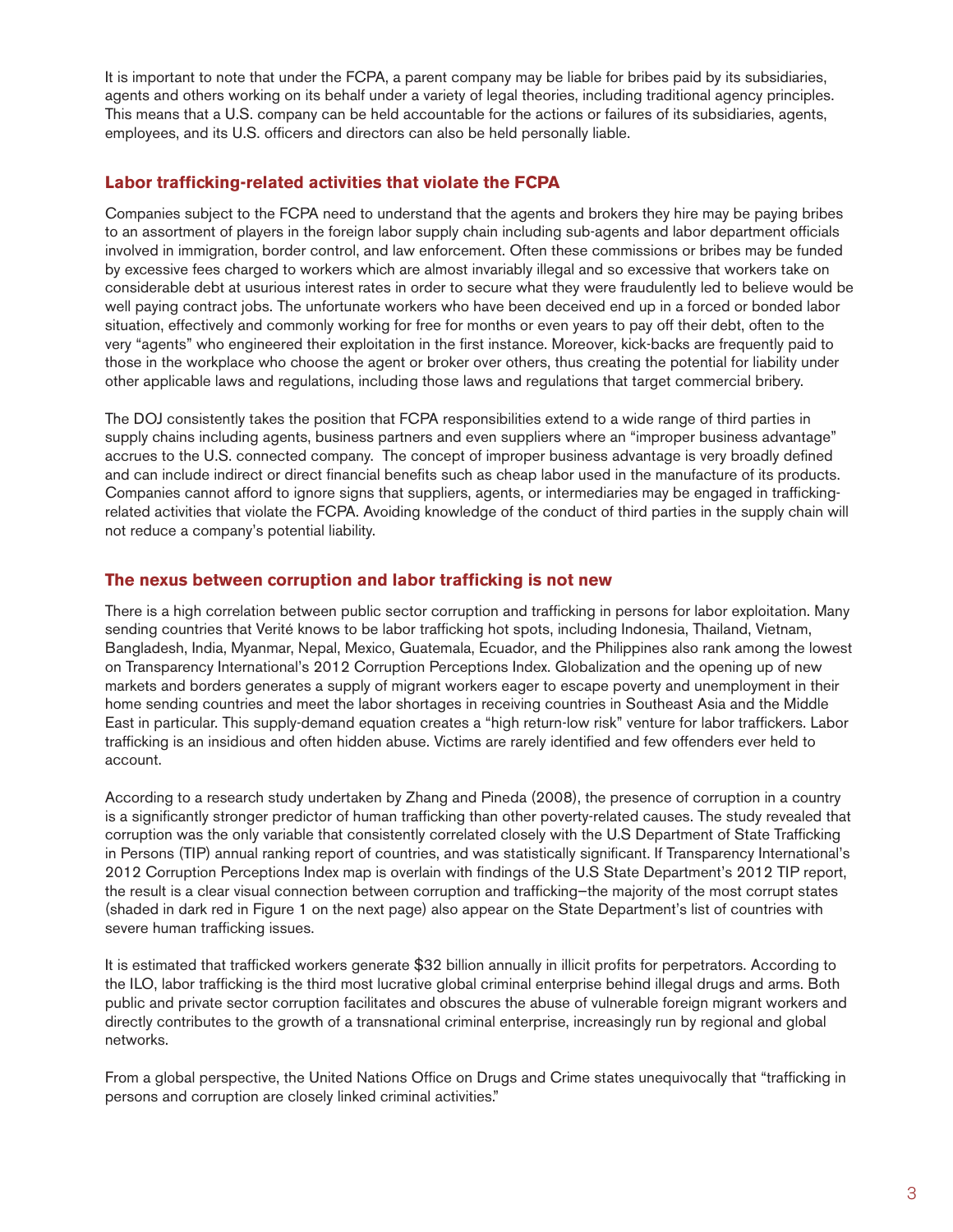It is important to note that under the FCPA, a parent company may be liable for bribes paid by its subsidiaries, agents and others working on its behalf under a variety of legal theories, including traditional agency principles. This means that a U.S. company can be held accountable for the actions or failures of its subsidiaries, agents, employees, and its U.S. officers and directors can also be held personally liable.

## Labor trafficking-related activities that violate the FCPA

Companies subject to the FCPA need to understand that the agents and brokers they hire may be paying bribes to an assortment of players in the foreign labor supply chain including sub-agents and labor department officials involved in immigration, border control, and law enforcement. Often these commissions or bribes may be funded by excessive fees charged to workers which are almost invariably illegal and so excessive that workers take on considerable debt at usurious interest rates in order to secure what they were fraudulently led to believe would be well paying contract jobs. The unfortunate workers who have been deceived end up in a forced or bonded labor situation, effectively and commonly working for free for months or even years to pay off their debt, often to the very "agents" who engineered their exploitation in the first instance. Moreover, kick-backs are frequently paid to those in the workplace who choose the agent or broker over others, thus creating the potential for liability under other applicable laws and regulations, including those laws and regulations that target commercial bribery.

The DOJ consistently takes the position that FCPA responsibilities extend to a wide range of third parties in supply chains including agents, business partners and even suppliers where an "improper business advantage" accrues to the U.S. connected company. The concept of improper business advantage is very broadly defined and can include indirect or direct financial benefits such as cheap labor used in the manufacture of its products. Companies cannot afford to ignore signs that suppliers, agents, or intermediaries may be engaged in trafficking-related activities that violate the FCPA. Avoiding knowledge of the conduct of third parties in the supply chain will not reduce a company's potential liability.

## The nexus between corruption and labor trafficking is not new

There is a high correlation between public sector corruption and trafficking in persons for labor exploitation. Many sending countries that Verité knows to be labor trafficking hot spots, including Indonesia, Thailand, Vietnam, Bangladesh, India, Myanmar, Nepal, Mexico, Guatemala, Ecuador, and the Philippines also rank among the lowest on Transparency International's 2012 Corruption Perceptions Index. Globalization and the opening up of new markets and borders generates a supply of migrant workers eager to escape poverty and unemployment in their home sending countries and meet the labor shortages in receiving countries in Southeast Asia and the Middle East in particular. This supply-demand equation creates a "high return-low risk" venture for labor traffickers. Labor trafficking is an insidious and often hidden abuse. Victims are rarely identified and few offenders ever held to account.

According to a research study undertaken by Zhang and Pineda (2008), the presence of corruption in a country is a significantly stronger predictor of human trafficking than other poverty-related causes. The study revealed that corruption was the only variable that consistently correlated closely with the U.S Department of State Trafficking in Persons (TIP) annual ranking report of countries, and was statistically significant. If Transparency International's 2012 Corruption Perceptions Index map is overlain with findings of the U.S State Department's 2012 TIP report, the result is a clear visual connection between corruption and trafficking–the majority of the most corrupt states (shaded in dark red in Figure 1 on the next page) also appear on the State Department's list of countries with severe human trafficking issues.

It is estimated that trafficked workers generate $32 billion annually in illicit profits for perpetrators. According to the ILO, labor trafficking is the third most lucrative global criminal enterprise behind illegal drugs and arms. Both public and private sector corruption facilitates and obscures the abuse of vulnerable foreign migrant workers and directly contributes to the growth of a transnational criminal enterprise, increasingly run by regional and global networks.

From a global perspective, the United Nations Office on Drugs and Crime states unequivocally that "trafficking in persons and corruption are closely linked criminal activities."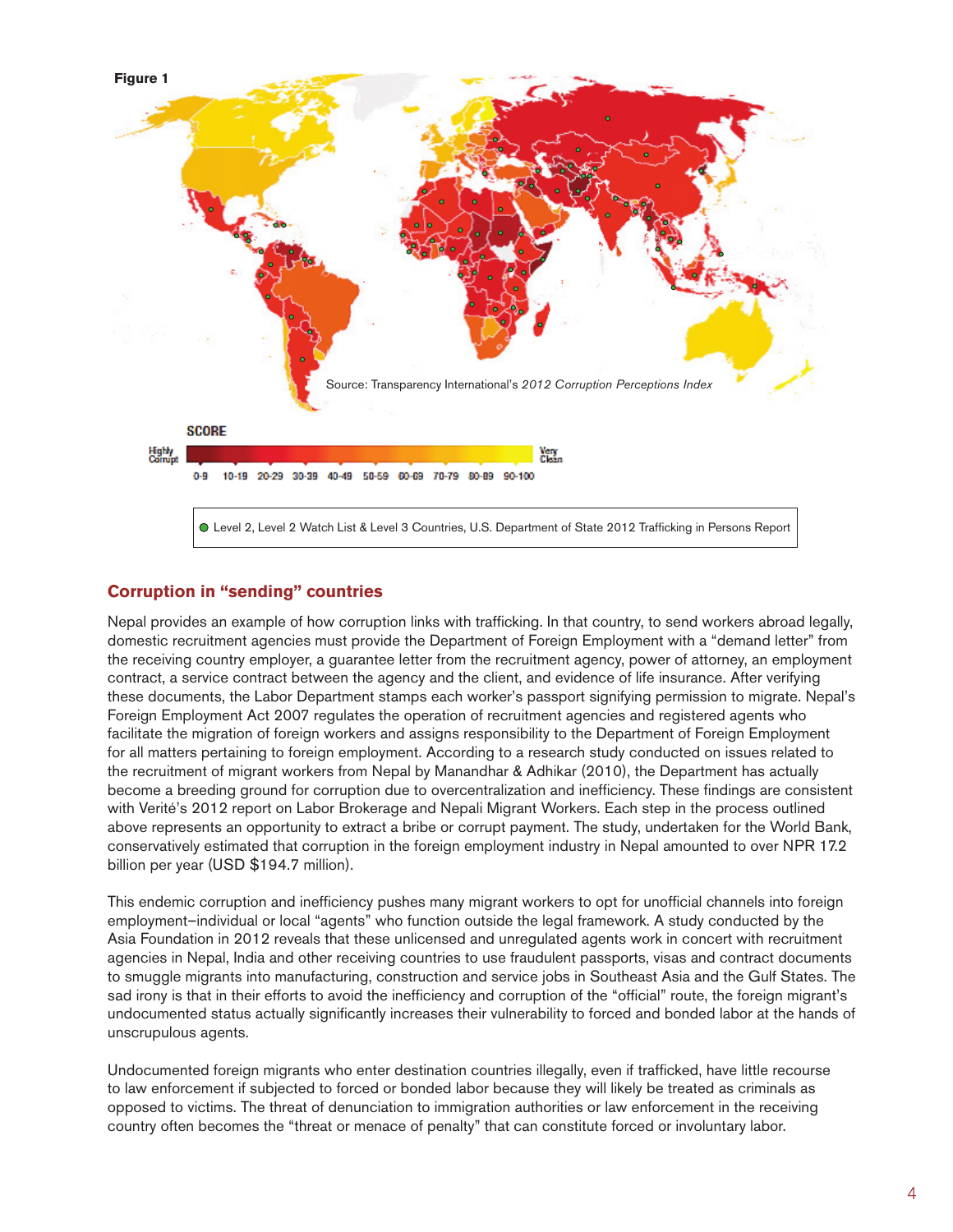**Figure 1**

Source: Transparency International's *2012 Corruption Perceptions Index*

SCORE

Highly Corrupt — Very Clean

0-9 | 10-19 | 20-29 | 30-39 | 40-49 | 50-59 | 60-69 | 70-79 | 80-89 | 90-100

● Level 2, Level 2 Watch List & Level 3 Countries, U.S. Department of State 2012 Trafficking in Persons Report

## Corruption in "sending" countries

Nepal provides an example of how corruption links with trafficking. In that country, to send workers abroad legally, domestic recruitment agencies must provide the Department of Foreign Employment with a "demand letter" from the receiving country employer, a guarantee letter from the recruitment agency, power of attorney, an employment contract, a service contract between the agency and the client, and evidence of life insurance. After verifying these documents, the Labor Department stamps each worker's passport signifying permission to migrate. Nepal's Foreign Employment Act 2007 regulates the operation of recruitment agencies and registered agents who facilitate the migration of foreign workers and assigns responsibility to the Department of Foreign Employment for all matters pertaining to foreign employment. According to a research study conducted on issues related to the recruitment of migrant workers from Nepal by Manandhar & Adhikar (2010), the Department has actually become a breeding ground for corruption due to overcentralization and inefficiency. These findings are consistent with Verité's 2012 report on Labor Brokerage and Nepali Migrant Workers. Each step in the process outlined above represents an opportunity to extract a bribe or corrupt payment. The study, undertaken for the World Bank, conservatively estimated that corruption in the foreign employment industry in Nepal amounted to over NPR 17.2 billion per year (USD $194.7 million).

This endemic corruption and inefficiency pushes many migrant workers to opt for unofficial channels into foreign employment–individual or local "agents" who function outside the legal framework. A study conducted by the Asia Foundation in 2012 reveals that these unlicensed and unregulated agents work in concert with recruitment agencies in Nepal, India and other receiving countries to use fraudulent passports, visas and contract documents to smuggle migrants into manufacturing, construction and service jobs in Southeast Asia and the Gulf States. The sad irony is that in their efforts to avoid the inefficiency and corruption of the "official" route, the foreign migrant's undocumented status actually significantly increases their vulnerability to forced and bonded labor at the hands of unscrupulous agents.

Undocumented foreign migrants who enter destination countries illegally, even if trafficked, have little recourse to law enforcement if subjected to forced or bonded labor because they will likely be treated as criminals as opposed to victims. The threat of denunciation to immigration authorities or law enforcement in the receiving country often becomes the "threat or menace of penalty" that can constitute forced or involuntary labor.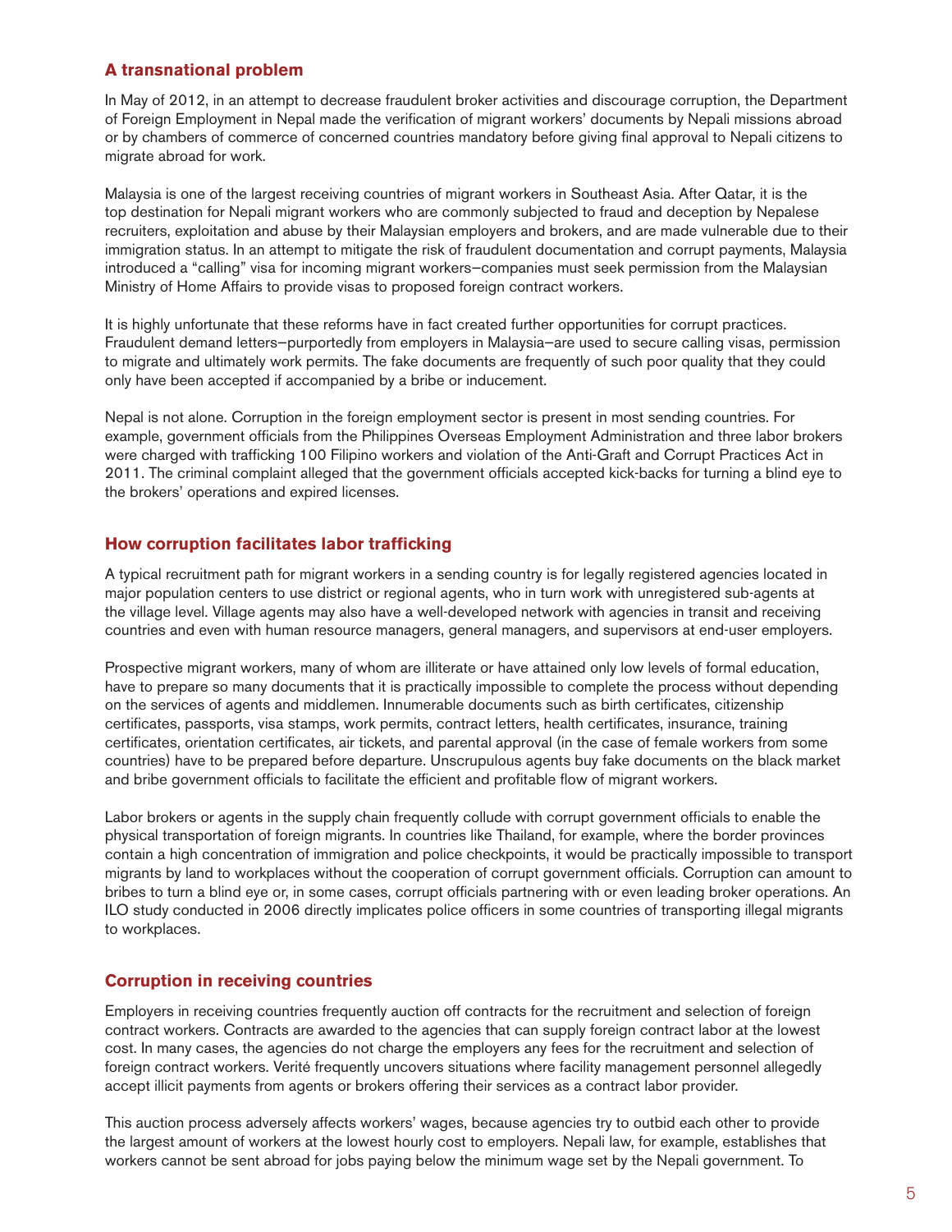## A transnational problem

In May of 2012, in an attempt to decrease fraudulent broker activities and discourage corruption, the Department of Foreign Employment in Nepal made the verification of migrant workers' documents by Nepali missions abroad or by chambers of commerce of concerned countries mandatory before giving final approval to Nepali citizens to migrate abroad for work.

Malaysia is one of the largest receiving countries of migrant workers in Southeast Asia. After Qatar, it is the top destination for Nepali migrant workers who are commonly subjected to fraud and deception by Nepalese recruiters, exploitation and abuse by their Malaysian employers and brokers, and are made vulnerable due to their immigration status. In an attempt to mitigate the risk of fraudulent documentation and corrupt payments, Malaysia introduced a "calling" visa for incoming migrant workers—companies must seek permission from the Malaysian Ministry of Home Affairs to provide visas to proposed foreign contract workers.

It is highly unfortunate that these reforms have in fact created further opportunities for corrupt practices. Fraudulent demand letters—purportedly from employers in Malaysia—are used to secure calling visas, permission to migrate and ultimately work permits. The fake documents are frequently of such poor quality that they could only have been accepted if accompanied by a bribe or inducement.

Nepal is not alone. Corruption in the foreign employment sector is present in most sending countries. For example, government officials from the Philippines Overseas Employment Administration and three labor brokers were charged with trafficking 100 Filipino workers and violation of the Anti-Graft and Corrupt Practices Act in 2011. The criminal complaint alleged that the government officials accepted kick-backs for turning a blind eye to the brokers' operations and expired licenses.

## How corruption facilitates labor trafficking

A typical recruitment path for migrant workers in a sending country is for legally registered agencies located in major population centers to use district or regional agents, who in turn work with unregistered sub-agents at the village level. Village agents may also have a well-developed network with agencies in transit and receiving countries and even with human resource managers, general managers, and supervisors at end-user employers.

Prospective migrant workers, many of whom are illiterate or have attained only low levels of formal education, have to prepare so many documents that it is practically impossible to complete the process without depending on the services of agents and middlemen. Innumerable documents such as birth certificates, citizenship certificates, passports, visa stamps, work permits, contract letters, health certificates, insurance, training certificates, orientation certificates, air tickets, and parental approval (in the case of female workers from some countries) have to be prepared before departure. Unscrupulous agents buy fake documents on the black market and bribe government officials to facilitate the efficient and profitable flow of migrant workers.

Labor brokers or agents in the supply chain frequently collude with corrupt government officials to enable the physical transportation of foreign migrants. In countries like Thailand, for example, where the border provinces contain a high concentration of immigration and police checkpoints, it would be practically impossible to transport migrants by land to workplaces without the cooperation of corrupt government officials. Corruption can amount to bribes to turn a blind eye or, in some cases, corrupt officials partnering with or even leading broker operations. An ILO study conducted in 2006 directly implicates police officers in some countries of transporting illegal migrants to workplaces.

## Corruption in receiving countries

Employers in receiving countries frequently auction off contracts for the recruitment and selection of foreign contract workers. Contracts are awarded to the agencies that can supply foreign contract labor at the lowest cost. In many cases, the agencies do not charge the employers any fees for the recruitment and selection of foreign contract workers. Verité frequently uncovers situations where facility management personnel allegedly accept illicit payments from agents or brokers offering their services as a contract labor provider.

This auction process adversely affects workers' wages, because agencies try to outbid each other to provide the largest amount of workers at the lowest hourly cost to employers. Nepali law, for example, establishes that workers cannot be sent abroad for jobs paying below the minimum wage set by the Nepali government. To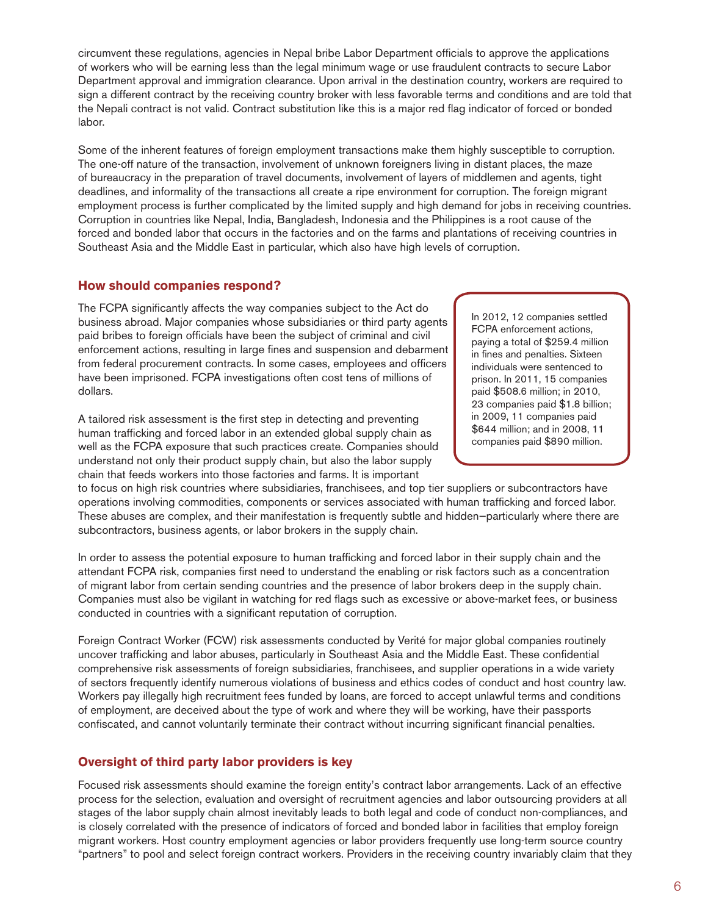circumvent these regulations, agencies in Nepal bribe Labor Department officials to approve the applications of workers who will be earning less than the legal minimum wage or use fraudulent contracts to secure Labor Department approval and immigration clearance. Upon arrival in the destination country, workers are required to sign a different contract by the receiving country broker with less favorable terms and conditions and are told that the Nepali contract is not valid. Contract substitution like this is a major red flag indicator of forced or bonded labor.

Some of the inherent features of foreign employment transactions make them highly susceptible to corruption. The one-off nature of the transaction, involvement of unknown foreigners living in distant places, the maze of bureaucracy in the preparation of travel documents, involvement of layers of middlemen and agents, tight deadlines, and informality of the transactions all create a ripe environment for corruption. The foreign migrant employment process is further complicated by the limited supply and high demand for jobs in receiving countries. Corruption in countries like Nepal, India, Bangladesh, Indonesia and the Philippines is a root cause of the forced and bonded labor that occurs in the factories and on the farms and plantations of receiving countries in Southeast Asia and the Middle East in particular, which also have high levels of corruption.

## How should companies respond?

The FCPA significantly affects the way companies subject to the Act do business abroad. Major companies whose subsidiaries or third party agents paid bribes to foreign officials have been the subject of criminal and civil enforcement actions, resulting in large fines and suspension and debarment from federal procurement contracts. In some cases, employees and officers have been imprisoned. FCPA investigations often cost tens of millions of dollars.

> In 2012, 12 companies settled FCPA enforcement actions, paying a total of $259.4 million in fines and penalties. Sixteen individuals were sentenced to prison. In 2011, 15 companies paid $508.6 million; in 2010, 23 companies paid $1.8 billion; in 2009, 11 companies paid $644 million; and in 2008, 11 companies paid $890 million.

A tailored risk assessment is the first step in detecting and preventing human trafficking and forced labor in an extended global supply chain as well as the FCPA exposure that such practices create. Companies should understand not only their product supply chain, but also the labor supply chain that feeds workers into those factories and farms. It is important to focus on high risk countries where subsidiaries, franchisees, and top tier suppliers or subcontractors have operations involving commodities, components or services associated with human trafficking and forced labor. These abuses are complex, and their manifestation is frequently subtle and hidden–particularly where there are subcontractors, business agents, or labor brokers in the supply chain.

In order to assess the potential exposure to human trafficking and forced labor in their supply chain and the attendant FCPA risk, companies first need to understand the enabling or risk factors such as a concentration of migrant labor from certain sending countries and the presence of labor brokers deep in the supply chain. Companies must also be vigilant in watching for red flags such as excessive or above-market fees, or business conducted in countries with a significant reputation of corruption.

Foreign Contract Worker (FCW) risk assessments conducted by Verité for major global companies routinely uncover trafficking and labor abuses, particularly in Southeast Asia and the Middle East. These confidential comprehensive risk assessments of foreign subsidiaries, franchisees, and supplier operations in a wide variety of sectors frequently identify numerous violations of business and ethics codes of conduct and host country law. Workers pay illegally high recruitment fees funded by loans, are forced to accept unlawful terms and conditions of employment, are deceived about the type of work and where they will be working, have their passports confiscated, and cannot voluntarily terminate their contract without incurring significant financial penalties.

## Oversight of third party labor providers is key

Focused risk assessments should examine the foreign entity's contract labor arrangements. Lack of an effective process for the selection, evaluation and oversight of recruitment agencies and labor outsourcing providers at all stages of the labor supply chain almost inevitably leads to both legal and code of conduct non-compliances, and is closely correlated with the presence of indicators of forced and bonded labor in facilities that employ foreign migrant workers. Host country employment agencies or labor providers frequently use long-term source country "partners" to pool and select foreign contract workers. Providers in the receiving country invariably claim that they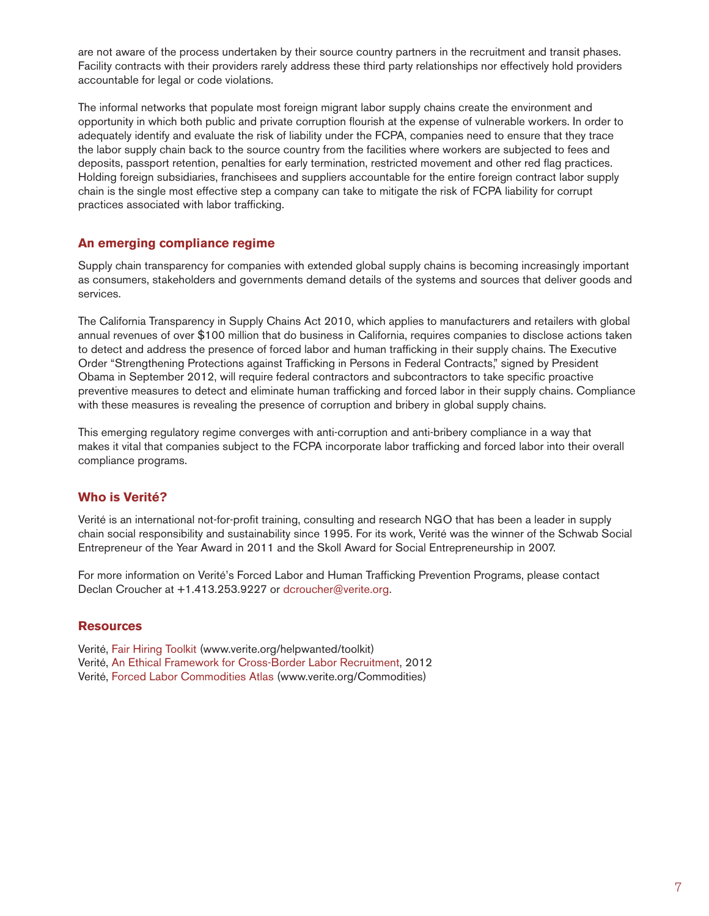are not aware of the process undertaken by their source country partners in the recruitment and transit phases. Facility contracts with their providers rarely address these third party relationships nor effectively hold providers accountable for legal or code violations.

The informal networks that populate most foreign migrant labor supply chains create the environment and opportunity in which both public and private corruption flourish at the expense of vulnerable workers. In order to adequately identify and evaluate the risk of liability under the FCPA, companies need to ensure that they trace the labor supply chain back to the source country from the facilities where workers are subjected to fees and deposits, passport retention, penalties for early termination, restricted movement and other red flag practices. Holding foreign subsidiaries, franchisees and suppliers accountable for the entire foreign contract labor supply chain is the single most effective step a company can take to mitigate the risk of FCPA liability for corrupt practices associated with labor trafficking.

## An emerging compliance regime

Supply chain transparency for companies with extended global supply chains is becoming increasingly important as consumers, stakeholders and governments demand details of the systems and sources that deliver goods and services.

The California Transparency in Supply Chains Act 2010, which applies to manufacturers and retailers with global annual revenues of over $100 million that do business in California, requires companies to disclose actions taken to detect and address the presence of forced labor and human trafficking in their supply chains. The Executive Order "Strengthening Protections against Trafficking in Persons in Federal Contracts," signed by President Obama in September 2012, will require federal contractors and subcontractors to take specific proactive preventive measures to detect and eliminate human trafficking and forced labor in their supply chains. Compliance with these measures is revealing the presence of corruption and bribery in global supply chains.

This emerging regulatory regime converges with anti-corruption and anti-bribery compliance in a way that makes it vital that companies subject to the FCPA incorporate labor trafficking and forced labor into their overall compliance programs.

## Who is Verité?

Verité is an international not-for-profit training, consulting and research NGO that has been a leader in supply chain social responsibility and sustainability since 1995. For its work, Verité was the winner of the Schwab Social Entrepreneur of the Year Award in 2011 and the Skoll Award for Social Entrepreneurship in 2007.

For more information on Verité's Forced Labor and Human Trafficking Prevention Programs, please contact Declan Croucher at +1.413.253.9227 or dcroucher@verite.org.

## Resources

Verité, Fair Hiring Toolkit (www.verite.org/helpwanted/toolkit)
Verité, An Ethical Framework for Cross-Border Labor Recruitment, 2012
Verité, Forced Labor Commodities Atlas (www.verite.org/Commodities)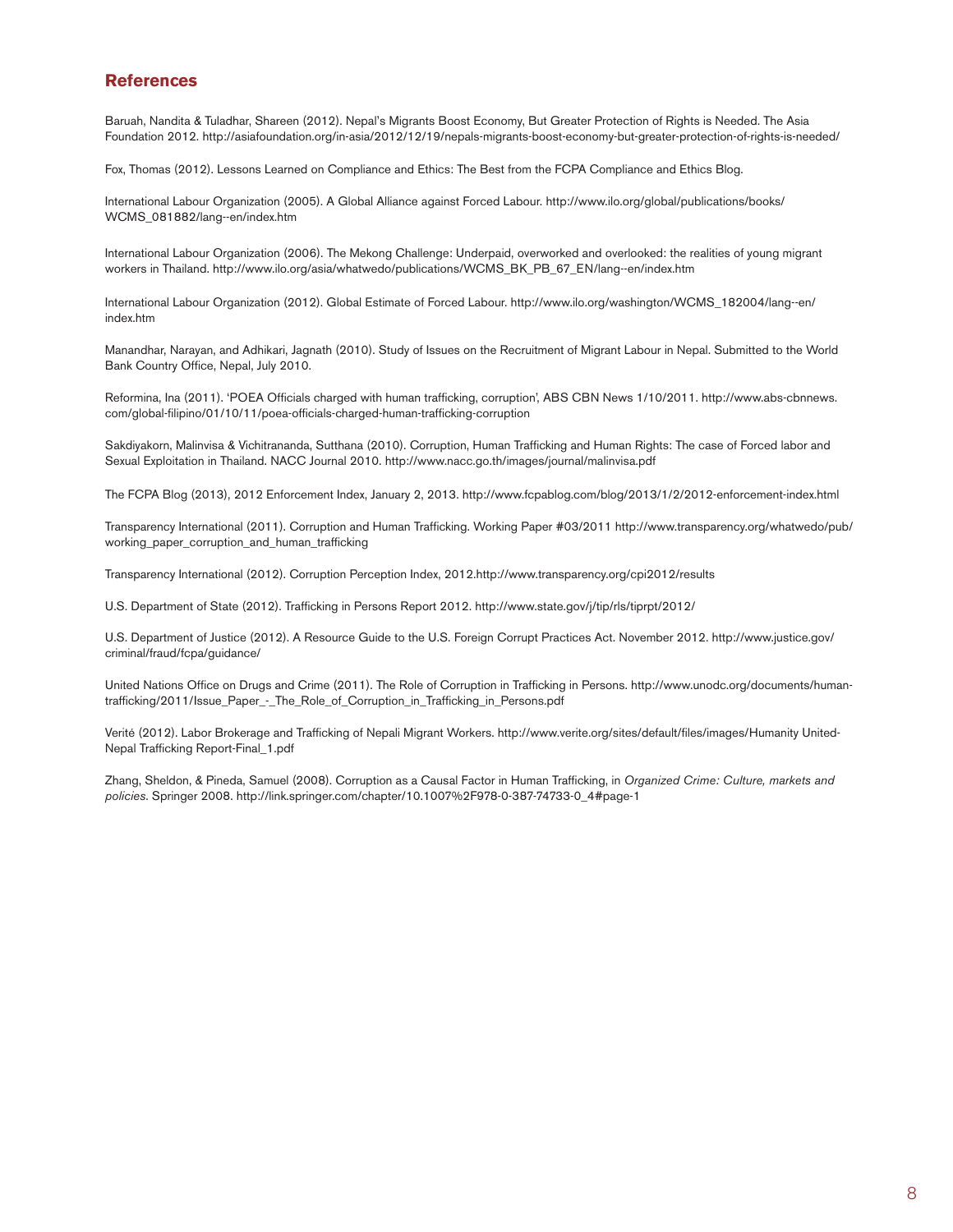## References

Baruah, Nandita & Tuladhar, Shareen (2012). Nepal's Migrants Boost Economy, But Greater Protection of Rights is Needed. The Asia Foundation 2012. http://asiafoundation.org/in-asia/2012/12/19/nepals-migrants-boost-economy-but-greater-protection-of-rights-is-needed/

Fox, Thomas (2012). Lessons Learned on Compliance and Ethics: The Best from the FCPA Compliance and Ethics Blog.

International Labour Organization (2005). A Global Alliance against Forced Labour. http://www.ilo.org/global/publications/books/WCMS_081882/lang--en/index.htm

International Labour Organization (2006). The Mekong Challenge: Underpaid, overworked and overlooked: the realities of young migrant workers in Thailand. http://www.ilo.org/asia/whatwedo/publications/WCMS_BK_PB_67_EN/lang--en/index.htm

International Labour Organization (2012). Global Estimate of Forced Labour. http://www.ilo.org/washington/WCMS_182004/lang--en/index.htm

Manandhar, Narayan, and Adhikari, Jagnath (2010). Study of Issues on the Recruitment of Migrant Labour in Nepal. Submitted to the World Bank Country Office, Nepal, July 2010.

Reformina, Ina (2011). 'POEA Officials charged with human trafficking, corruption', ABS CBN News 1/10/2011. http://www.abs-cbnnews.com/global-filipino/01/10/11/poea-officials-charged-human-trafficking-corruption

Sakdiyakorn, Malinvisa & Vichitrananda, Sutthana (2010). Corruption, Human Trafficking and Human Rights: The case of Forced labor and Sexual Exploitation in Thailand. NACC Journal 2010. http://www.nacc.go.th/images/journal/malinvisa.pdf

The FCPA Blog (2013), 2012 Enforcement Index, January 2, 2013. http://www.fcpablog.com/blog/2013/1/2/2012-enforcement-index.html

Transparency International (2011). Corruption and Human Trafficking. Working Paper #03/2011 http://www.transparency.org/whatwedo/pub/working_paper_corruption_and_human_trafficking

Transparency International (2012). Corruption Perception Index, 2012.http://www.transparency.org/cpi2012/results

U.S. Department of State (2012). Trafficking in Persons Report 2012. http://www.state.gov/j/tip/rls/tiprpt/2012/

U.S. Department of Justice (2012). A Resource Guide to the U.S. Foreign Corrupt Practices Act. November 2012. http://www.justice.gov/criminal/fraud/fcpa/guidance/

United Nations Office on Drugs and Crime (2011). The Role of Corruption in Trafficking in Persons. http://www.unodc.org/documents/human-trafficking/2011/Issue_Paper_-_The_Role_of_Corruption_in_Trafficking_in_Persons.pdf

Verité (2012). Labor Brokerage and Trafficking of Nepali Migrant Workers. http://www.verite.org/sites/default/files/images/Humanity United-Nepal Trafficking Report-Final_1.pdf

Zhang, Sheldon, & Pineda, Samuel (2008). Corruption as a Causal Factor in Human Trafficking, in *Organized Crime: Culture, markets and policies*. Springer 2008. http://link.springer.com/chapter/10.1007%2F978-0-387-74733-0_4#page-1